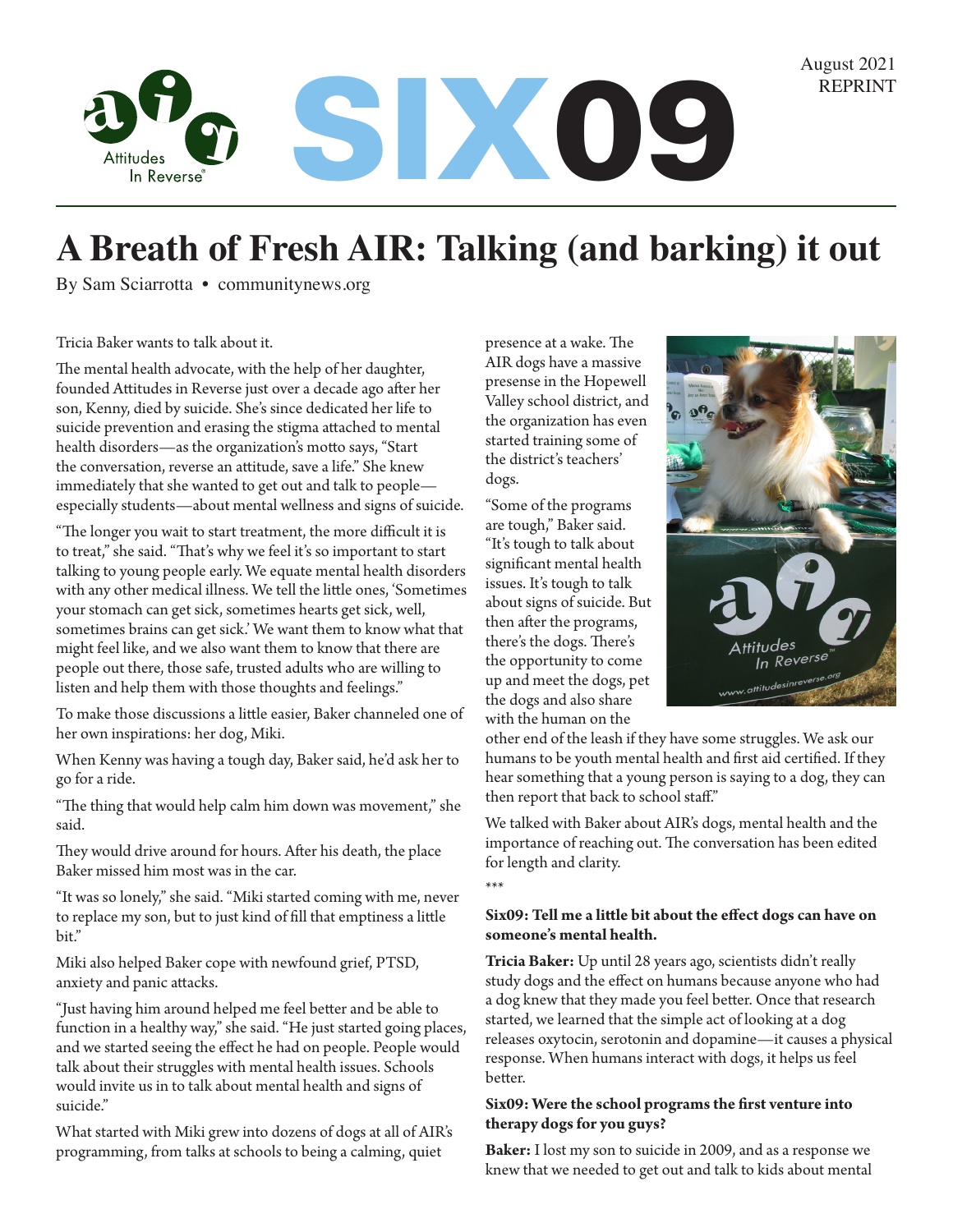August 2021
REPRINT

# A Breath of Fresh AIR: Talking (and barking) it out

By Sam Sciarrotta • communitynews.org

Tricia Baker wants to talk about it.

The mental health advocate, with the help of her daughter, founded Attitudes in Reverse just over a decade ago after her son, Kenny, died by suicide. She's since dedicated her life to suicide prevention and erasing the stigma attached to mental health disorders—as the organization's motto says, "Start the conversation, reverse an attitude, save a life." She knew immediately that she wanted to get out and talk to people—especially students—about mental wellness and signs of suicide.

"The longer you wait to start treatment, the more difficult it is to treat," she said. "That's why we feel it's so important to start talking to young people early. We equate mental health disorders with any other medical illness. We tell the little ones, 'Sometimes your stomach can get sick, sometimes hearts get sick, well, sometimes brains can get sick.' We want them to know what that might feel like, and we also want them to know that there are people out there, those safe, trusted adults who are willing to listen and help them with those thoughts and feelings."

To make those discussions a little easier, Baker channeled one of her own inspirations: her dog, Miki.

When Kenny was having a tough day, Baker said, he'd ask her to go for a ride.

"The thing that would help calm him down was movement," she said.

They would drive around for hours. After his death, the place Baker missed him most was in the car.

"It was so lonely," she said. "Miki started coming with me, never to replace my son, but to just kind of fill that emptiness a little bit."

Miki also helped Baker cope with newfound grief, PTSD, anxiety and panic attacks.

"Just having him around helped me feel better and be able to function in a healthy way," she said. "He just started going places, and we started seeing the effect he had on people. People would talk about their struggles with mental health issues. Schools would invite us in to talk about mental health and signs of suicide."

What started with Miki grew into dozens of dogs at all of AIR's programming, from talks at schools to being a calming, quiet presence at a wake. The AIR dogs have a massive presense in the Hopewell Valley school district, and the organization has even started training some of the district's teachers' dogs.

"Some of the programs are tough," Baker said. "It's tough to talk about significant mental health issues. It's tough to talk about signs of suicide. But then after the programs, there's the dogs. There's the opportunity to come up and meet the dogs, pet the dogs and also share with the human on the other end of the leash if they have some struggles. We ask our humans to be youth mental health and first aid certified. If they hear something that a young person is saying to a dog, they can then report that back to school staff."

We talked with Baker about AIR's dogs, mental health and the importance of reaching out. The conversation has been edited for length and clarity.

***

**Six09: Tell me a little bit about the effect dogs can have on someone's mental health.**

**Tricia Baker:** Up until 28 years ago, scientists didn't really study dogs and the effect on humans because anyone who had a dog knew that they made you feel better. Once that research started, we learned that the simple act of looking at a dog releases oxytocin, serotonin and dopamine—it causes a physical response. When humans interact with dogs, it helps us feel better.

**Six09: Were the school programs the first venture into therapy dogs for you guys?**

**Baker:** I lost my son to suicide in 2009, and as a response we knew that we needed to get out and talk to kids about mental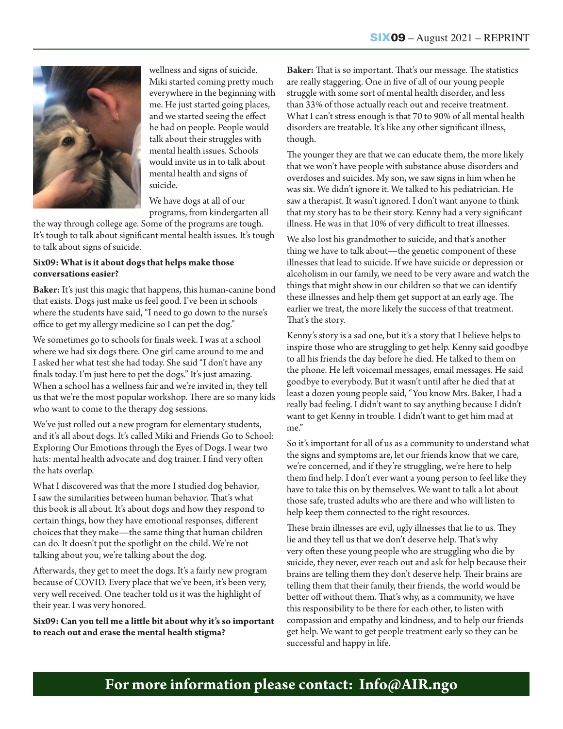wellness and signs of suicide. Miki started coming pretty much everywhere in the beginning with me. He just started going places, and we started seeing the effect he had on people. People would talk about their struggles with mental health issues. Schools would invite us in to talk about mental health and signs of suicide.

We have dogs at all of our programs, from kindergarten all the way through college age. Some of the programs are tough. It's tough to talk about significant mental health issues. It's tough to talk about signs of suicide.

**Six09: What is it about dogs that helps make those conversations easier?**

**Baker:** It's just this magic that happens, this human-canine bond that exists. Dogs just make us feel good. I've been in schools where the students have said, "I need to go down to the nurse's office to get my allergy medicine so I can pet the dog."

We sometimes go to schools for finals week. I was at a school where we had six dogs there. One girl came around to me and I asked her what test she had today. She said "I don't have any finals today. I'm just here to pet the dogs." It's just amazing. When a school has a wellness fair and we're invited in, they tell us that we're the most popular workshop. There are so many kids who want to come to the therapy dog sessions.

We've just rolled out a new program for elementary students, and it's all about dogs. It's called Miki and Friends Go to School: Exploring Our Emotions through the Eyes of Dogs. I wear two hats: mental health advocate and dog trainer. I find very often the hats overlap.

What I discovered was that the more I studied dog behavior, I saw the similarities between human behavior. That's what this book is all about. It's about dogs and how they respond to certain things, how they have emotional responses, different choices that they make—the same thing that human children can do. It doesn't put the spotlight on the child. We're not talking about you, we're talking about the dog.

Afterwards, they get to meet the dogs. It's a fairly new program because of COVID. Every place that we've been, it's been very, very well received. One teacher told us it was the highlight of their year. I was very honored.

**Six09: Can you tell me a little bit about why it's so important to reach out and erase the mental health stigma?**

**Baker:** That is so important. That's our message. The statistics are really staggering. One in five of all of our young people struggle with some sort of mental health disorder, and less than 33% of those actually reach out and receive treatment. What I can't stress enough is that 70 to 90% of all mental health disorders are treatable. It's like any other significant illness, though.

The younger they are that we can educate them, the more likely that we won't have people with substance abuse disorders and overdoses and suicides. My son, we saw signs in him when he was six. We didn't ignore it. We talked to his pediatrician. He saw a therapist. It wasn't ignored. I don't want anyone to think that my story has to be their story. Kenny had a very significant illness. He was in that 10% of very difficult to treat illnesses.

We also lost his grandmother to suicide, and that's another thing we have to talk about—the genetic component of these illnesses that lead to suicide. If we have suicide or depression or alcoholism in our family, we need to be very aware and watch the things that might show in our children so that we can identify these illnesses and help them get support at an early age. The earlier we treat, the more likely the success of that treatment. That's the story.

Kenny's story is a sad one, but it's a story that I believe helps to inspire those who are struggling to get help. Kenny said goodbye to all his friends the day before he died. He talked to them on the phone. He left voicemail messages, email messages. He said goodbye to everybody. But it wasn't until after he died that at least a dozen young people said, "You know Mrs. Baker, I had a really bad feeling. I didn't want to say anything because I didn't want to get Kenny in trouble. I didn't want to get him mad at me."

So it's important for all of us as a community to understand what the signs and symptoms are, let our friends know that we care, we're concerned, and if they're struggling, we're here to help them find help. I don't ever want a young person to feel like they have to take this on by themselves. We want to talk a lot about those safe, trusted adults who are there and who will listen to help keep them connected to the right resources.

These brain illnesses are evil, ugly illnesses that lie to us. They lie and they tell us that we don't deserve help. That's why very often these young people who are struggling who die by suicide, they never, ever reach out and ask for help because their brains are telling them they don't deserve help. Their brains are telling them that their family, their friends, the world would be better off without them. That's why, as a community, we have this responsibility to be there for each other, to listen with compassion and empathy and kindness, and to help our friends get help. We want to get people treatment early so they can be successful and happy in life.

**For more information please contact: Info@AIR.ngo**